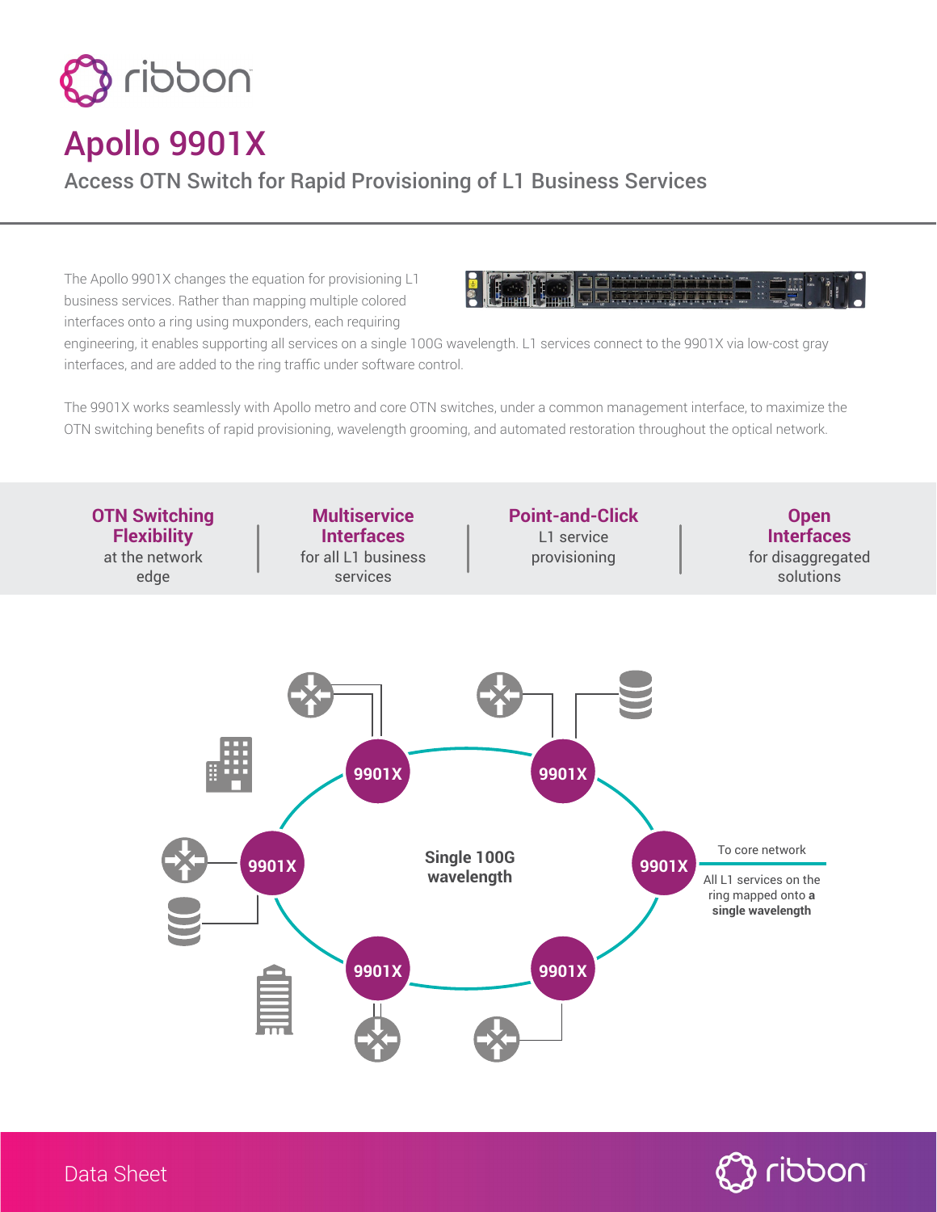# Apollo 9901X

## Access OTN Switch for Rapid Provisioning of L1 Business Services

The Apollo 9901X changes the equation for provisioning L1 business services. Rather than mapping multiple colored interfaces onto a ring using muxponders, each requiring engineering, it enables supporting all services on a single 100G wavelength. L1 services connect to the 9901X via low-cost gray interfaces, and are added to the ring traffic under software control.

The 9901X works seamlessly with Apollo metro and core OTN switches, under a common management interface, to maximize the OTN switching benefits of rapid provisioning, wavelength grooming, and automated restoration throughout the optical network.

**OTN Switching Flexibility** at the network edge

**Multiservice Interfaces** for all L1 business services

**Point-and-Click** L1 service provisioning

**Open Interfaces** for disaggregated solutions

9901X

Single 100G wavelength

To core network

All L1 services on the ring mapped onto **a single wavelength**

Data Sheet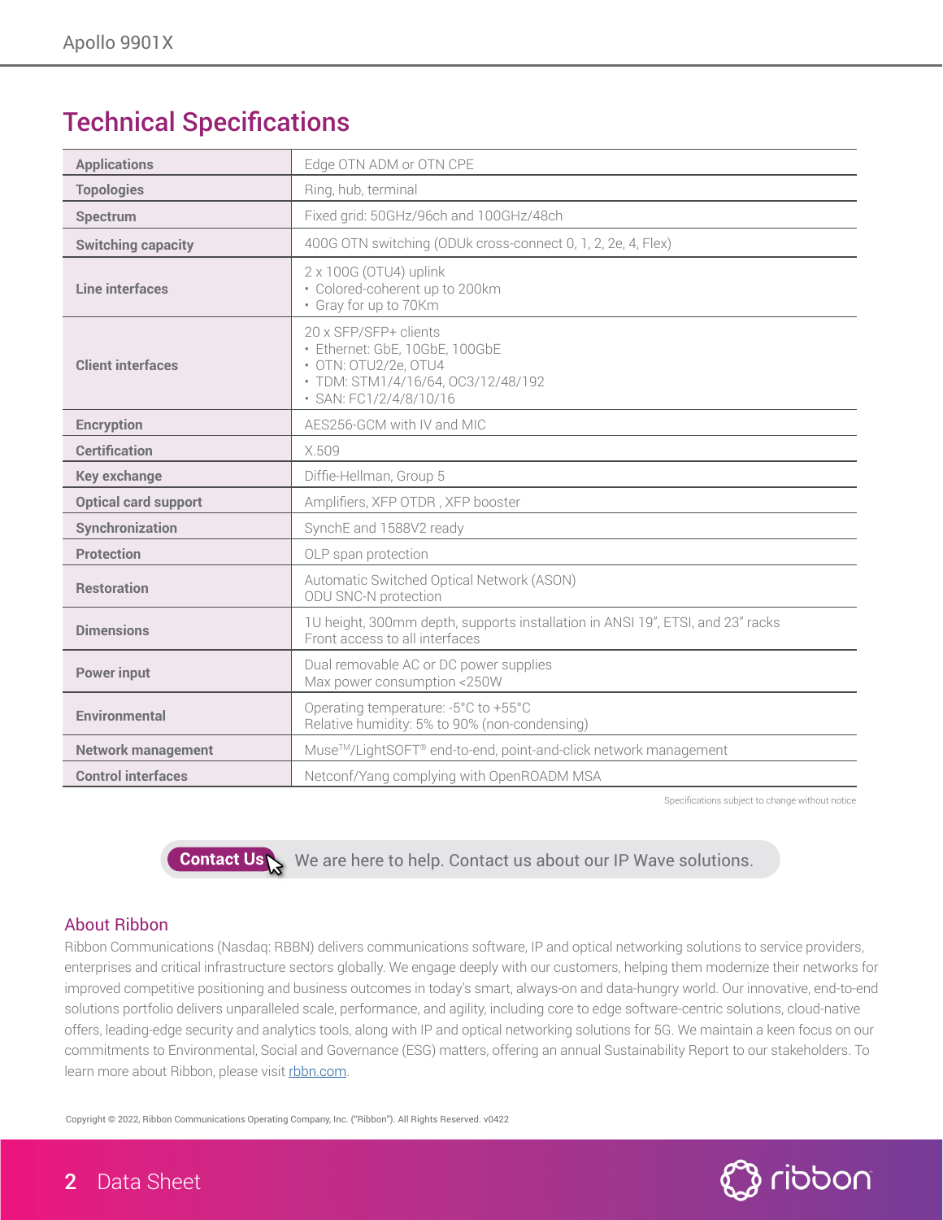## Technical Specifications

| | |
|---|---|
| **Applications** | Edge OTN ADM or OTN CPE |
| **Topologies** | Ring, hub, terminal |
| **Spectrum** | Fixed grid: 50GHz/96ch and 100GHz/48ch |
| **Switching capacity** | 400G OTN switching (ODUk cross-connect 0, 1, 2, 2e, 4, Flex) |
| **Line interfaces** | 2 x 100G (OTU4) uplink<br>• Colored-coherent up to 200km<br>• Gray for up to 70Km |
| **Client interfaces** | 20 x SFP/SFP+ clients<br>• Ethernet: GbE, 10GbE, 100GbE<br>• OTN: OTU2/2e, OTU4<br>• TDM: STM1/4/16/64, OC3/12/48/192<br>• SAN: FC1/2/4/8/10/16 |
| **Encryption** | AES256-GCM with IV and MIC |
| **Certification** | X.509 |
| **Key exchange** | Diffie-Hellman, Group 5 |
| **Optical card support** | Amplifiers, XFP OTDR , XFP booster |
| **Synchronization** | SynchE and 1588V2 ready |
| **Protection** | OLP span protection |
| **Restoration** | Automatic Switched Optical Network (ASON)<br>ODU SNC-N protection |
| **Dimensions** | 1U height, 300mm depth, supports installation in ANSI 19", ETSI, and 23" racks<br>Front access to all interfaces |
| **Power input** | Dual removable AC or DC power supplies<br>Max power consumption <250W |
| **Environmental** | Operating temperature: -5°C to +55°C<br>Relative humidity: 5% to 90% (non-condensing) |
| **Network management** | Muse™/LightSOFT® end-to-end, point-and-click network management |
| **Control interfaces** | Netconf/Yang complying with OpenROADM MSA |

Specifications subject to change without notice

**Contact Us** We are here to help. Contact us about our IP Wave solutions.

### About Ribbon

Ribbon Communications (Nasdaq: RBBN) delivers communications software, IP and optical networking solutions to service providers, enterprises and critical infrastructure sectors globally. We engage deeply with our customers, helping them modernize their networks for improved competitive positioning and business outcomes in today's smart, always-on and data-hungry world. Our innovative, end-to-end solutions portfolio delivers unparalleled scale, performance, and agility, including core to edge software-centric solutions, cloud-native offers, leading-edge security and analytics tools, along with IP and optical networking solutions for 5G. We maintain a keen focus on our commitments to Environmental, Social and Governance (ESG) matters, offering an annual Sustainability Report to our stakeholders. To learn more about Ribbon, please visit rbbn.com.

Copyright © 2022, Ribbon Communications Operating Company, Inc. ("Ribbon"). All Rights Reserved. v0422